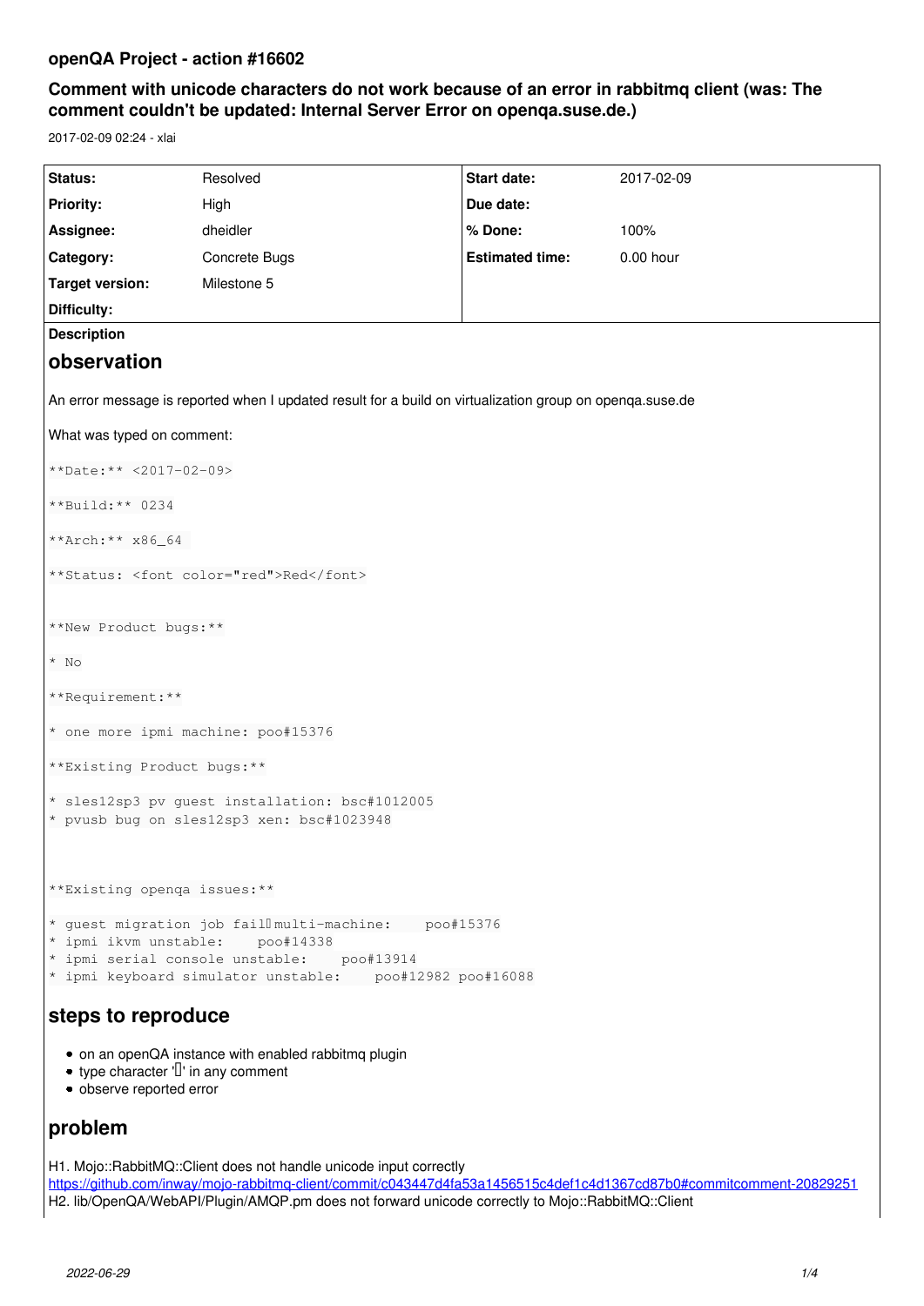## openQA Project - action #16602

## Comment with unicode characters do not work because of an error in rabbitmq client (was: The comment couldn't be updated: Internal Server Error on openqa.suse.de.)

2017-02-09 02:24 - xlai

| Status: | Resolved | Start date: | 2017-02-09 |
|---|---|---|---|
| Priority: | High | Due date: | |
| Assignee: | dheidler | % Done: | 100% |
| Category: | Concrete Bugs | Estimated time: | 0.00 hour |
| Target version: | Milestone 5 | | |
| Difficulty: | | | |

**Description**

# observation

An error message is reported when I updated result for a build on virtualization group on openqa.suse.de

What was typed on comment:

```
**Date:** <2017-02-09>
```

```
**Build:** 0234
```

```
**Arch:** x86_64
```

```
**Status: <font color="red">Red</font>
```

```
**New Product bugs:**
```

```
* No
```

```
**Requirement:**
```

```
* one more ipmi machine: poo#15376
```

```
**Existing Product bugs:**
```

```
* sles12sp3 pv guest installation: bsc#1012005
* pvusb bug on sles12sp3 xen: bsc#1023948
```

```
**Existing openqa issues:**
```

```
* guest migration job fail multi-machine:    poo#15376
* ipmi ikvm unstable:    poo#14338
* ipmi serial console unstable:    poo#13914
* ipmi keyboard simulator unstable:    poo#12982 poo#16088
```

# steps to reproduce

- on an openQA instance with enabled rabbitmq plugin
- type character '' in any comment
- observe reported error

# problem

H1. Mojo::RabbitMQ::Client does not handle unicode input correctly
https://github.com/inway/mojo-rabbitmq-client/commit/c043447d4fa53a1456515c4def1c4d1367cd87b0#commitcomment-20829251
H2. lib/OpenQA/WebAPI/Plugin/AMQP.pm does not forward unicode correctly to Mojo::RabbitMQ::Client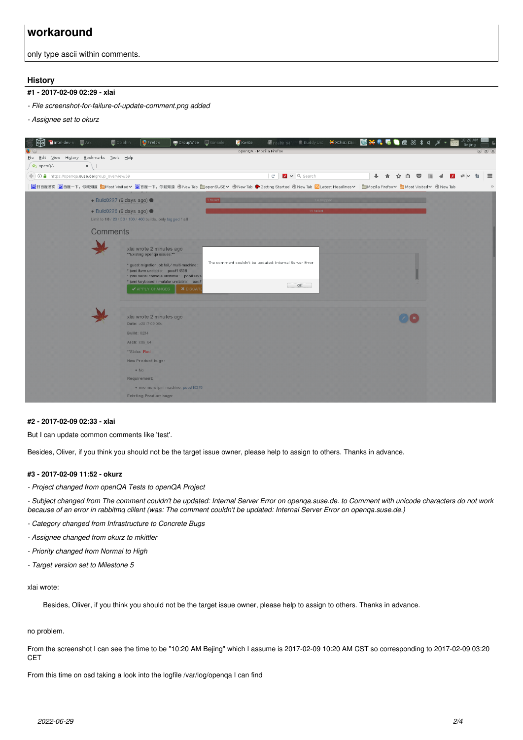## workaround

only type ascii within comments.

## History

#### #1 - 2017-02-09 02:29 - xlai

- *File screenshot-for-failure-of-update-comment.png added*

- *Assignee set to okurz*

#### #2 - 2017-02-09 02:33 - xlai

But I can update common comments like 'test'.

Besides, Oliver, if you think you should not be the target issue owner, please help to assign to others. Thanks in advance.

#### #3 - 2017-02-09 11:52 - okurz

- *Project changed from openQA Tests to openQA Project*

- *Subject changed from The comment couldn't be updated: Internal Server Error on openqa.suse.de. to Comment with unicode characters do not work because of an error in rabbitmq clilent (was: The comment couldn't be updated: Internal Server Error on openqa.suse.de.)*

- *Category changed from Infrastructure to Concrete Bugs*

- *Assignee changed from okurz to mkittler*

- *Priority changed from Normal to High*

- *Target version set to Milestone 5*

xlai wrote:

> Besides, Oliver, if you think you should not be the target issue owner, please help to assign to others. Thanks in advance.

no problem.

From the screenshot I can see the time to be "10:20 AM Bejing" which I assume is 2017-02-09 10:20 AM CST so corresponding to 2017-02-09 03:20 CET

From this time on osd taking a look into the logfile /var/log/openqa I can find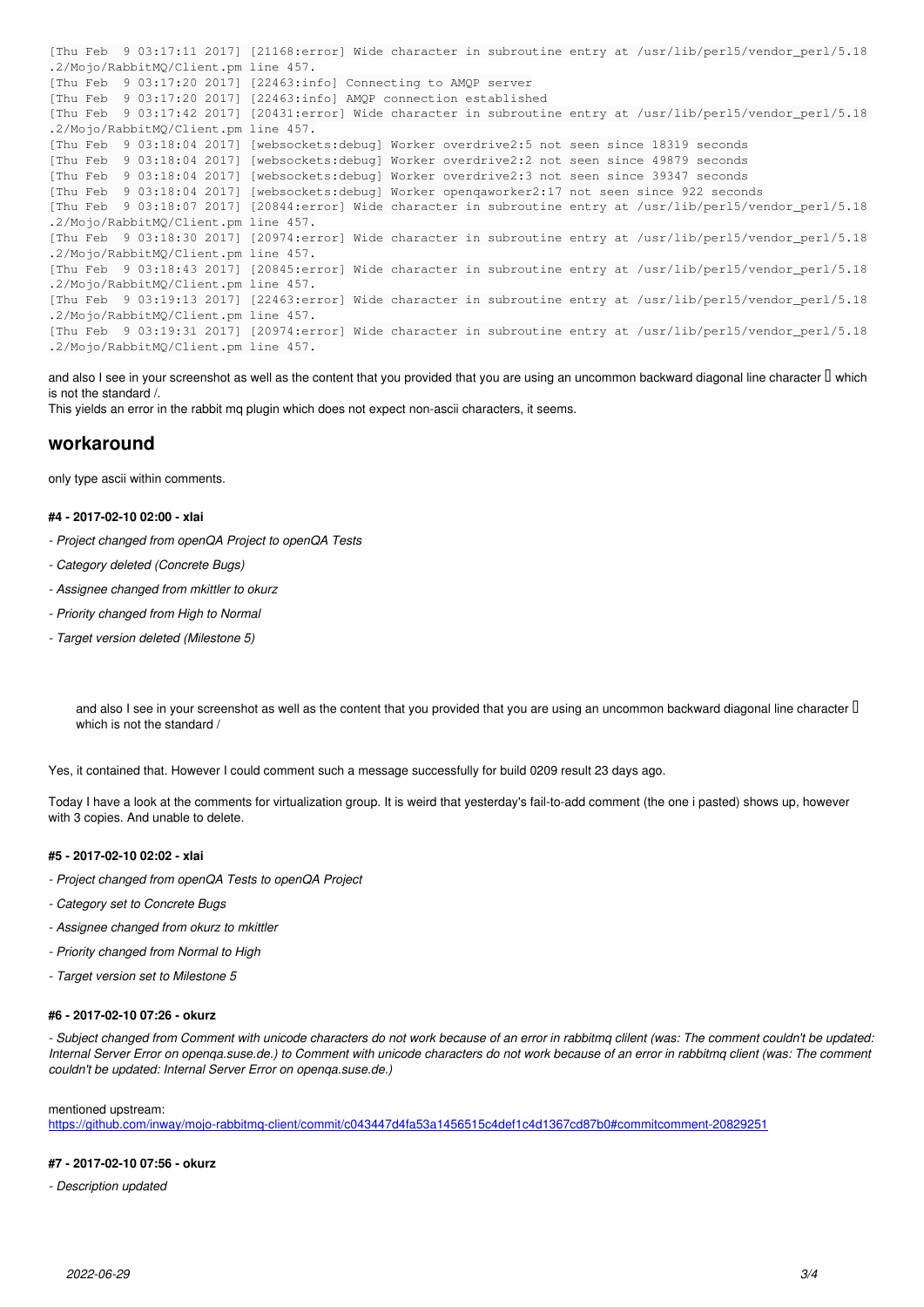```
[Thu Feb  9 03:17:11 2017] [21168:error] Wide character in subroutine entry at /usr/lib/perl5/vendor_perl/5.18
.2/Mojo/RabbitMQ/Client.pm line 457.
[Thu Feb  9 03:17:20 2017] [22463:info] Connecting to AMQP server
[Thu Feb  9 03:17:20 2017] [22463:info] AMQP connection established
[Thu Feb  9 03:17:42 2017] [20431:error] Wide character in subroutine entry at /usr/lib/perl5/vendor_perl/5.18
.2/Mojo/RabbitMQ/Client.pm line 457.
[Thu Feb  9 03:18:04 2017] [websockets:debug] Worker overdrive2:5 not seen since 18319 seconds
[Thu Feb  9 03:18:04 2017] [websockets:debug] Worker overdrive2:2 not seen since 49879 seconds
[Thu Feb  9 03:18:04 2017] [websockets:debug] Worker overdrive2:3 not seen since 39347 seconds
[Thu Feb  9 03:18:04 2017] [websockets:debug] Worker openqaworker2:17 not seen since 922 seconds
[Thu Feb  9 03:18:07 2017] [20844:error] Wide character in subroutine entry at /usr/lib/perl5/vendor_perl/5.18
.2/Mojo/RabbitMQ/Client.pm line 457.
[Thu Feb  9 03:18:30 2017] [20974:error] Wide character in subroutine entry at /usr/lib/perl5/vendor_perl/5.18
.2/Mojo/RabbitMQ/Client.pm line 457.
[Thu Feb  9 03:18:43 2017] [20845:error] Wide character in subroutine entry at /usr/lib/perl5/vendor_perl/5.18
.2/Mojo/RabbitMQ/Client.pm line 457.
[Thu Feb  9 03:19:13 2017] [22463:error] Wide character in subroutine entry at /usr/lib/perl5/vendor_perl/5.18
.2/Mojo/RabbitMQ/Client.pm line 457.
[Thu Feb  9 03:19:31 2017] [20974:error] Wide character in subroutine entry at /usr/lib/perl5/vendor_perl/5.18
.2/Mojo/RabbitMQ/Client.pm line 457.
```

and also I see in your screenshot as well as the content that you provided that you are using an uncommon backward diagonal line character  which is not the standard /.
This yields an error in the rabbit mq plugin which does not expect non-ascii characters, it seems.

## workaround

only type ascii within comments.

#### #4 - 2017-02-10 02:00 - xlai

- *Project changed from openQA Project to openQA Tests*
- *Category deleted (Concrete Bugs)*
- *Assignee changed from mkittler to okurz*
- *Priority changed from High to Normal*
- *Target version deleted (Milestone 5)*

> and also I see in your screenshot as well as the content that you provided that you are using an uncommon backward diagonal line character  which is not the standard /

Yes, it contained that. However I could comment such a message successfully for build 0209 result 23 days ago.

Today I have a look at the comments for virtualization group. It is weird that yesterday's fail-to-add comment (the one i pasted) shows up, however with 3 copies. And unable to delete.

#### #5 - 2017-02-10 02:02 - xlai

- *Project changed from openQA Tests to openQA Project*
- *Category set to Concrete Bugs*
- *Assignee changed from okurz to mkittler*
- *Priority changed from Normal to High*
- *Target version set to Milestone 5*

#### #6 - 2017-02-10 07:26 - okurz

- *Subject changed from Comment with unicode characters do not work because of an error in rabbitmq cilent (was: The comment couldn't be updated: Internal Server Error on openqa.suse.de.) to Comment with unicode characters do not work because of an error in rabbitmq client (was: The comment couldn't be updated: Internal Server Error on openqa.suse.de.)*

mentioned upstream:
https://github.com/inway/mojo-rabbitmq-client/commit/c043447d4fa53a1456515c4def1c4d1367cd87b0#commitcomment-20829251

#### #7 - 2017-02-10 07:56 - okurz

- *Description updated*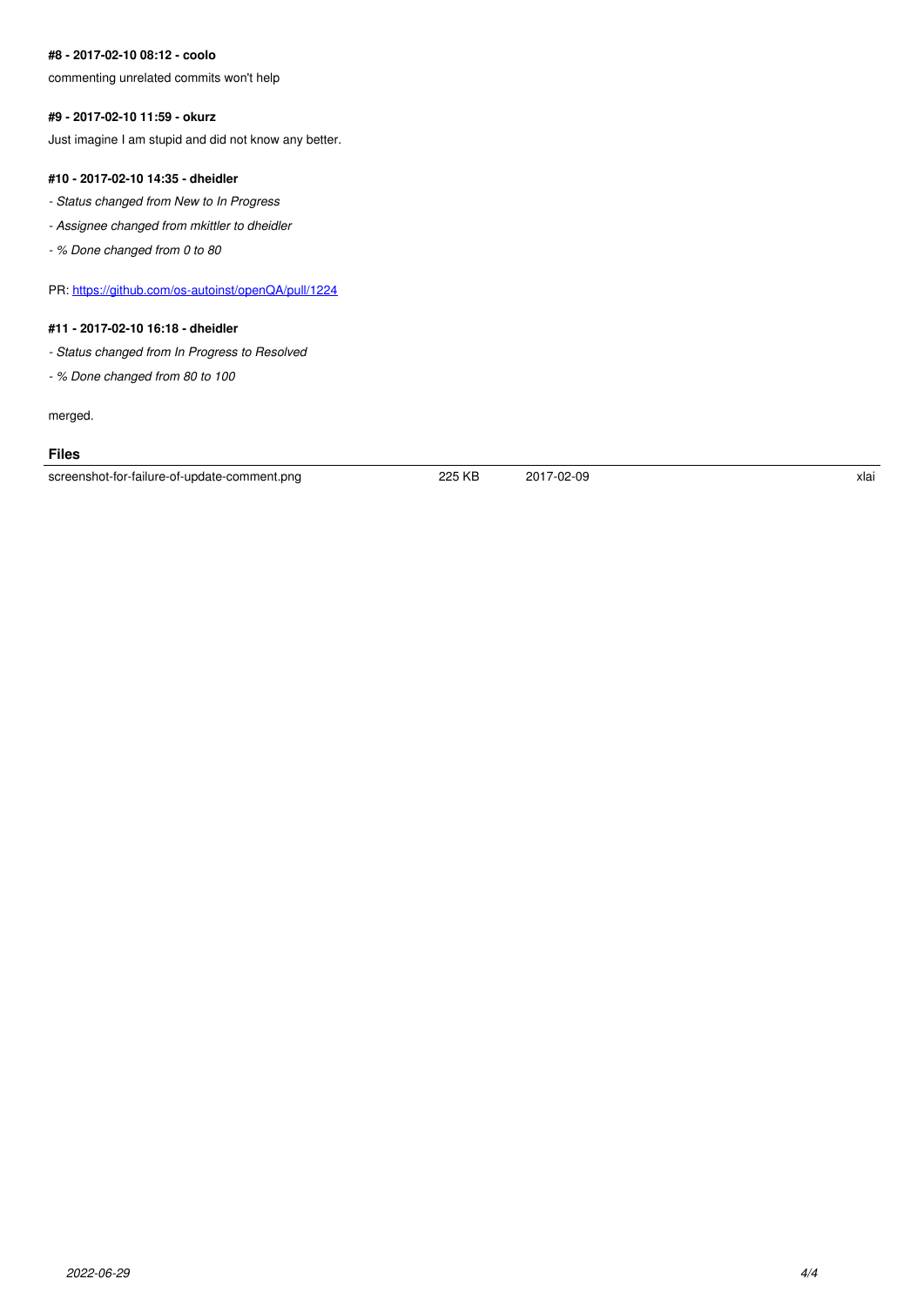#### #8 - 2017-02-10 08:12 - coolo

commenting unrelated commits won't help

#### #9 - 2017-02-10 11:59 - okurz

Just imagine I am stupid and did not know any better.

#### #10 - 2017-02-10 14:35 - dheidler

- *Status changed from New to In Progress*
- *Assignee changed from mkittler to dheidler*
- *% Done changed from 0 to 80*

PR: https://github.com/os-autoinst/openQA/pull/1224

#### #11 - 2017-02-10 16:18 - dheidler

- *Status changed from In Progress to Resolved*
- *% Done changed from 80 to 100*

merged.

### Files

| | | | |
|---|---|---|---|
| screenshot-for-failure-of-update-comment.png | 225 KB | 2017-02-09 | xlai |